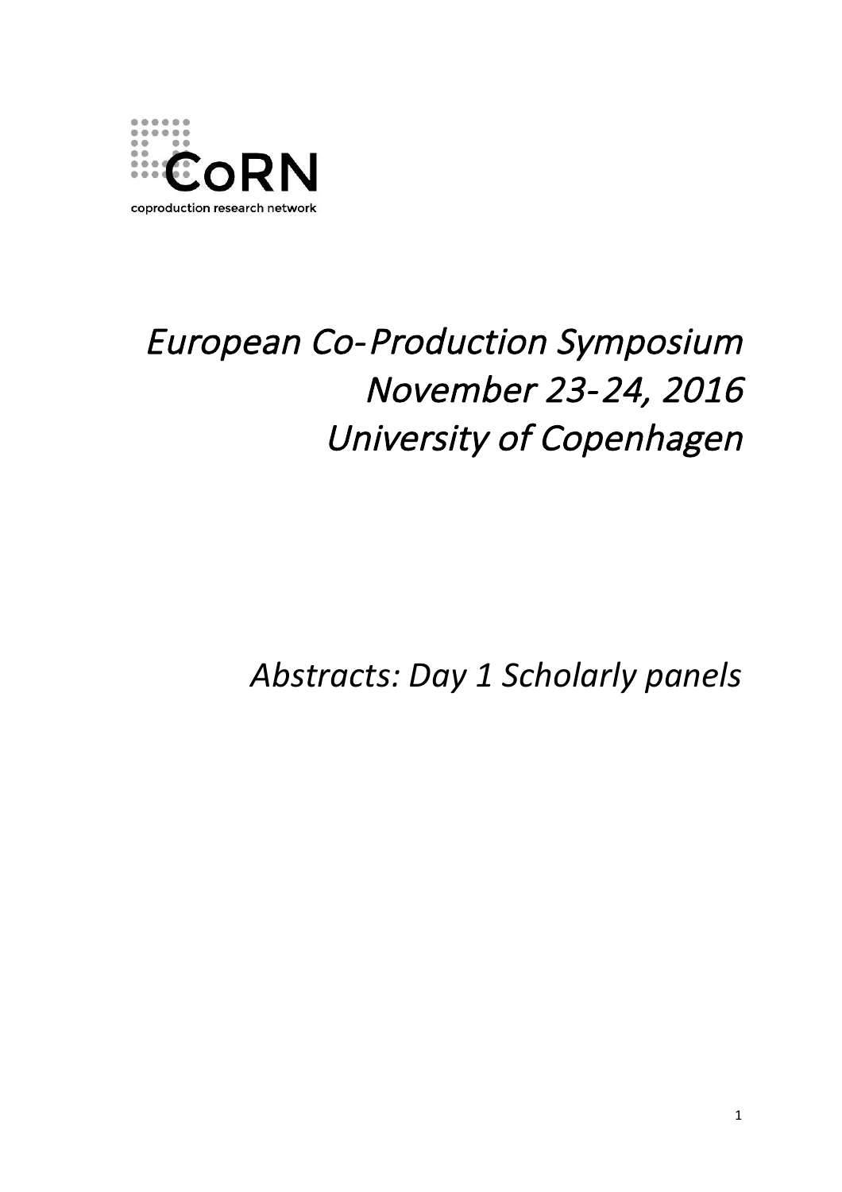CoRN

coproduction research network

# *European Co-Production Symposium*
# *November 23-24, 2016*
# *University of Copenhagen*

## *Abstracts: Day 1 Scholarly panels*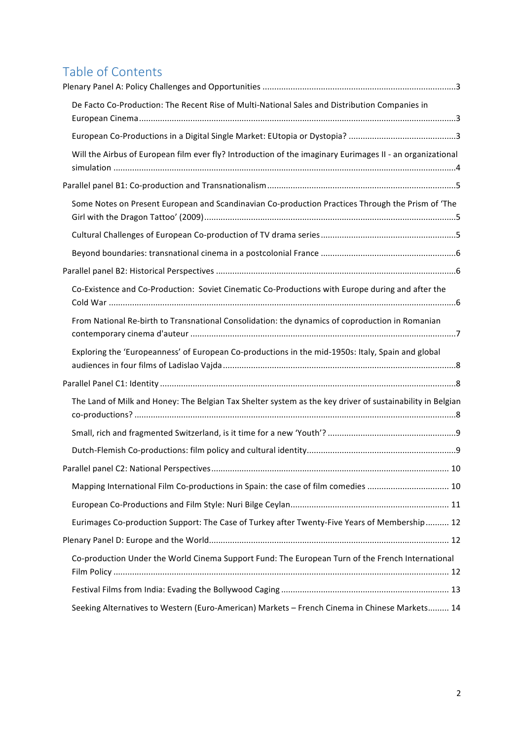# Table of Contents

- Plenary Panel A: Policy Challenges and Opportunities ... 3
  - De Facto Co-Production: The Recent Rise of Multi-National Sales and Distribution Companies in European Cinema ... 3
  - European Co-Productions in a Digital Single Market: EUtopia or Dystopia? ... 3
  - Will the Airbus of European film ever fly? Introduction of the imaginary Eurimages II - an organizational simulation ... 4
- Parallel panel B1: Co-production and Transnationalism ... 5
  - Some Notes on Present European and Scandinavian Co-production Practices Through the Prism of 'The Girl with the Dragon Tattoo' (2009) ... 5
  - Cultural Challenges of European Co-production of TV drama series ... 5
  - Beyond boundaries: transnational cinema in a postcolonial France ... 6
- Parallel panel B2: Historical Perspectives ... 6
  - Co-Existence and Co-Production: Soviet Cinematic Co-Productions with Europe during and after the Cold War ... 6
  - From National Re-birth to Transnational Consolidation: the dynamics of coproduction in Romanian contemporary cinema d'auteur ... 7
  - Exploring the 'Europeanness' of European Co-productions in the mid-1950s: Italy, Spain and global audiences in four films of Ladislao Vajda ... 8
- Parallel Panel C1: Identity ... 8
  - The Land of Milk and Honey: The Belgian Tax Shelter system as the key driver of sustainability in Belgian co-productions? ... 8
  - Small, rich and fragmented Switzerland, is it time for a new 'Youth'? ... 9
  - Dutch-Flemish Co-productions: film policy and cultural identity ... 9
- Parallel panel C2: National Perspectives ... 10
  - Mapping International Film Co-productions in Spain: the case of film comedies ... 10
  - European Co-Productions and Film Style: Nuri Bilge Ceylan ... 11
  - Eurimages Co-production Support: The Case of Turkey after Twenty-Five Years of Membership ... 12
- Plenary Panel D: Europe and the World ... 12
  - Co-production Under the World Cinema Support Fund: The European Turn of the French International Film Policy ... 12
  - Festival Films from India: Evading the Bollywood Caging ... 13
  - Seeking Alternatives to Western (Euro-American) Markets – French Cinema in Chinese Markets ... 14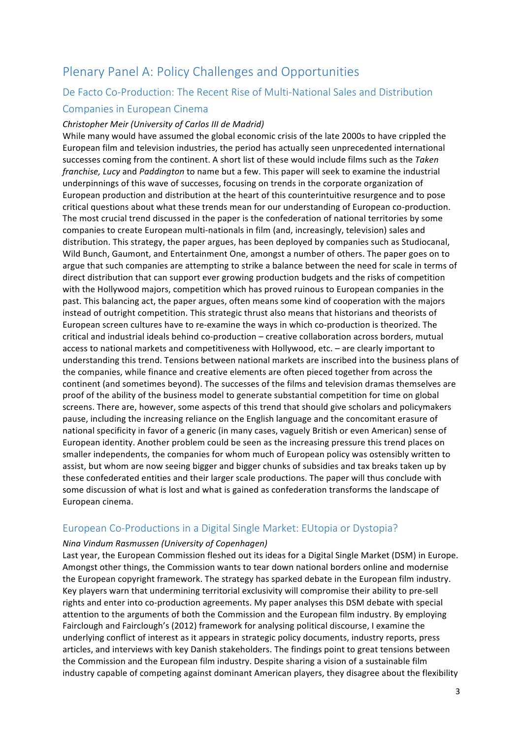# Plenary Panel A: Policy Challenges and Opportunities

## De Facto Co-Production: The Recent Rise of Multi-National Sales and Distribution Companies in European Cinema

*Christopher Meir (University of Carlos III de Madrid)*

While many would have assumed the global economic crisis of the late 2000s to have crippled the European film and television industries, the period has actually seen unprecedented international successes coming from the continent. A short list of these would include films such as the *Taken franchise, Lucy* and *Paddington* to name but a few. This paper will seek to examine the industrial underpinnings of this wave of successes, focusing on trends in the corporate organization of European production and distribution at the heart of this counterintuitive resurgence and to pose critical questions about what these trends mean for our understanding of European co-production. The most crucial trend discussed in the paper is the confederation of national territories by some companies to create European multi-nationals in film (and, increasingly, television) sales and distribution. This strategy, the paper argues, has been deployed by companies such as Studiocanal, Wild Bunch, Gaumont, and Entertainment One, amongst a number of others. The paper goes on to argue that such companies are attempting to strike a balance between the need for scale in terms of direct distribution that can support ever growing production budgets and the risks of competition with the Hollywood majors, competition which has proved ruinous to European companies in the past. This balancing act, the paper argues, often means some kind of cooperation with the majors instead of outright competition. This strategic thrust also means that historians and theorists of European screen cultures have to re-examine the ways in which co-production is theorized. The critical and industrial ideals behind co-production – creative collaboration across borders, mutual access to national markets and competitiveness with Hollywood, etc. – are clearly important to understanding this trend. Tensions between national markets are inscribed into the business plans of the companies, while finance and creative elements are often pieced together from across the continent (and sometimes beyond). The successes of the films and television dramas themselves are proof of the ability of the business model to generate substantial competition for time on global screens. There are, however, some aspects of this trend that should give scholars and policymakers pause, including the increasing reliance on the English language and the concomitant erasure of national specificity in favor of a generic (in many cases, vaguely British or even American) sense of European identity. Another problem could be seen as the increasing pressure this trend places on smaller independents, the companies for whom much of European policy was ostensibly written to assist, but whom are now seeing bigger and bigger chunks of subsidies and tax breaks taken up by these confederated entities and their larger scale productions. The paper will thus conclude with some discussion of what is lost and what is gained as confederation transforms the landscape of European cinema.

## European Co-Productions in a Digital Single Market: EUtopia or Dystopia?

*Nina Vindum Rasmussen (University of Copenhagen)*

Last year, the European Commission fleshed out its ideas for a Digital Single Market (DSM) in Europe. Amongst other things, the Commission wants to tear down national borders online and modernise the European copyright framework. The strategy has sparked debate in the European film industry. Key players warn that undermining territorial exclusivity will compromise their ability to pre-sell rights and enter into co-production agreements. My paper analyses this DSM debate with special attention to the arguments of both the Commission and the European film industry. By employing Fairclough and Fairclough's (2012) framework for analysing political discourse, I examine the underlying conflict of interest as it appears in strategic policy documents, industry reports, press articles, and interviews with key Danish stakeholders. The findings point to great tensions between the Commission and the European film industry. Despite sharing a vision of a sustainable film industry capable of competing against dominant American players, they disagree about the flexibility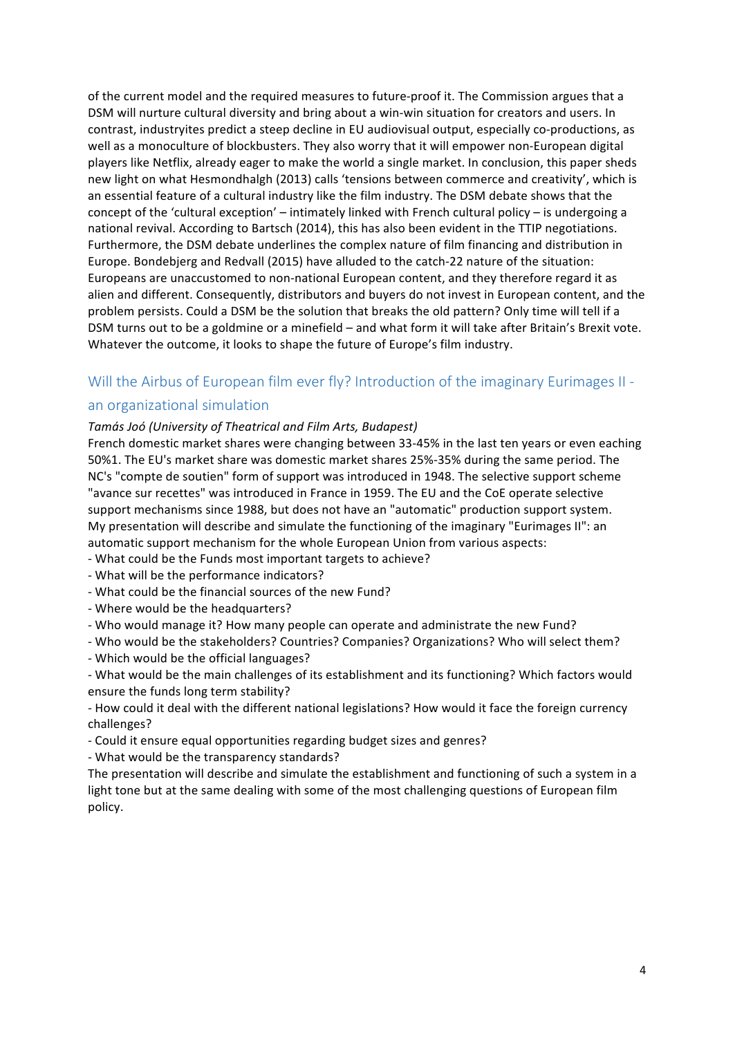of the current model and the required measures to future-proof it. The Commission argues that a DSM will nurture cultural diversity and bring about a win-win situation for creators and users. In contrast, industryites predict a steep decline in EU audiovisual output, especially co-productions, as well as a monoculture of blockbusters. They also worry that it will empower non-European digital players like Netflix, already eager to make the world a single market. In conclusion, this paper sheds new light on what Hesmondhalgh (2013) calls 'tensions between commerce and creativity', which is an essential feature of a cultural industry like the film industry. The DSM debate shows that the concept of the 'cultural exception' – intimately linked with French cultural policy – is undergoing a national revival. According to Bartsch (2014), this has also been evident in the TTIP negotiations. Furthermore, the DSM debate underlines the complex nature of film financing and distribution in Europe. Bondebjerg and Redvall (2015) have alluded to the catch-22 nature of the situation: Europeans are unaccustomed to non-national European content, and they therefore regard it as alien and different. Consequently, distributors and buyers do not invest in European content, and the problem persists. Could a DSM be the solution that breaks the old pattern? Only time will tell if a DSM turns out to be a goldmine or a minefield – and what form it will take after Britain's Brexit vote. Whatever the outcome, it looks to shape the future of Europe's film industry.

## Will the Airbus of European film ever fly? Introduction of the imaginary Eurimages II - an organizational simulation

*Tamás Joó (University of Theatrical and Film Arts, Budapest)*

French domestic market shares were changing between 33-45% in the last ten years or even eaching 50%1. The EU's market share was domestic market shares 25%-35% during the same period. The NC's "compte de soutien" form of support was introduced in 1948. The selective support scheme "avance sur recettes" was introduced in France in 1959. The EU and the CoE operate selective support mechanisms since 1988, but does not have an "automatic" production support system. My presentation will describe and simulate the functioning of the imaginary "Eurimages II": an automatic support mechanism for the whole European Union from various aspects:

- What could be the Funds most important targets to achieve?
- What will be the performance indicators?
- What could be the financial sources of the new Fund?
- Where would be the headquarters?
- Who would manage it? How many people can operate and administrate the new Fund?
- Who would be the stakeholders? Countries? Companies? Organizations? Who will select them?
- Which would be the official languages?
- What would be the main challenges of its establishment and its functioning? Which factors would ensure the funds long term stability?
- How could it deal with the different national legislations? How would it face the foreign currency challenges?
- Could it ensure equal opportunities regarding budget sizes and genres?
- What would be the transparency standards?

The presentation will describe and simulate the establishment and functioning of such a system in a light tone but at the same dealing with some of the most challenging questions of European film policy.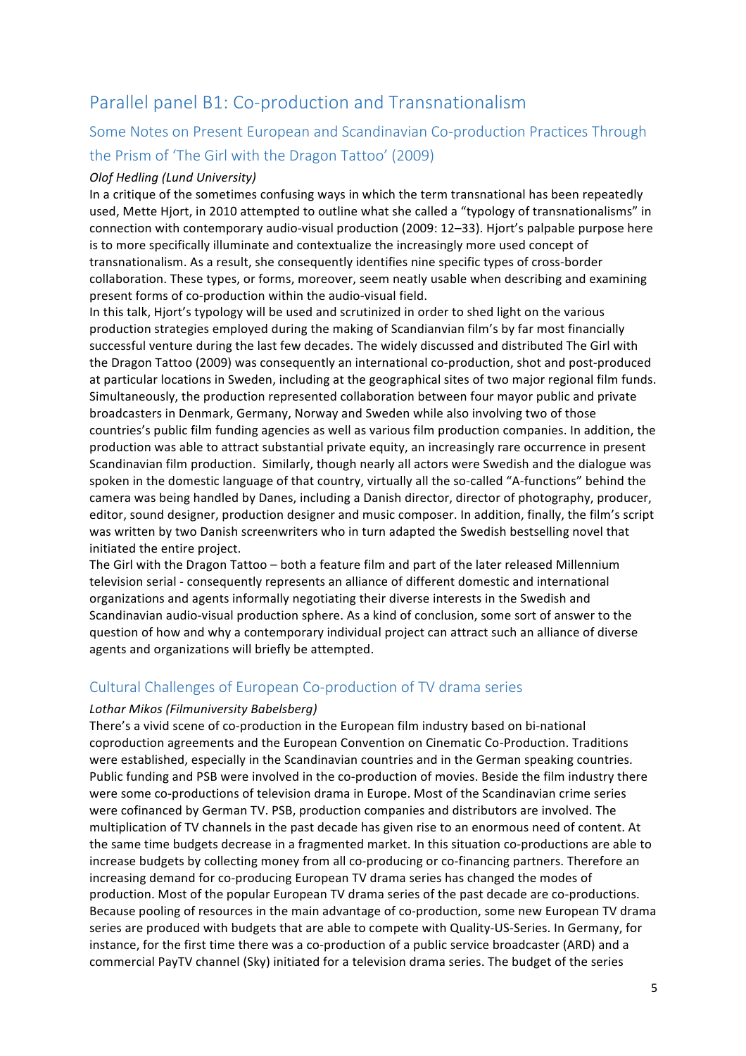# Parallel panel B1: Co-production and Transnationalism

## Some Notes on Present European and Scandinavian Co-production Practices Through the Prism of 'The Girl with the Dragon Tattoo' (2009)

*Olof Hedling (Lund University)*

In a critique of the sometimes confusing ways in which the term transnational has been repeatedly used, Mette Hjort, in 2010 attempted to outline what she called a "typology of transnationalisms" in connection with contemporary audio-visual production (2009: 12–33). Hjort's palpable purpose here is to more specifically illuminate and contextualize the increasingly more used concept of transnationalism. As a result, she consequently identifies nine specific types of cross-border collaboration. These types, or forms, moreover, seem neatly usable when describing and examining present forms of co-production within the audio-visual field.

In this talk, Hjort's typology will be used and scrutinized in order to shed light on the various production strategies employed during the making of Scandianvian film's by far most financially successful venture during the last few decades. The widely discussed and distributed The Girl with the Dragon Tattoo (2009) was consequently an international co-production, shot and post-produced at particular locations in Sweden, including at the geographical sites of two major regional film funds. Simultaneously, the production represented collaboration between four mayor public and private broadcasters in Denmark, Germany, Norway and Sweden while also involving two of those countries's public film funding agencies as well as various film production companies. In addition, the production was able to attract substantial private equity, an increasingly rare occurrence in present Scandinavian film production. Similarly, though nearly all actors were Swedish and the dialogue was spoken in the domestic language of that country, virtually all the so-called "A-functions" behind the camera was being handled by Danes, including a Danish director, director of photography, producer, editor, sound designer, production designer and music composer. In addition, finally, the film's script was written by two Danish screenwriters who in turn adapted the Swedish bestselling novel that initiated the entire project.

The Girl with the Dragon Tattoo – both a feature film and part of the later released Millennium television serial - consequently represents an alliance of different domestic and international organizations and agents informally negotiating their diverse interests in the Swedish and Scandinavian audio-visual production sphere. As a kind of conclusion, some sort of answer to the question of how and why a contemporary individual project can attract such an alliance of diverse agents and organizations will briefly be attempted.

## Cultural Challenges of European Co-production of TV drama series

*Lothar Mikos (Filmuniversity Babelsberg)*

There's a vivid scene of co-production in the European film industry based on bi-national coproduction agreements and the European Convention on Cinematic Co-Production. Traditions were established, especially in the Scandinavian countries and in the German speaking countries. Public funding and PSB were involved in the co-production of movies. Beside the film industry there were some co-productions of television drama in Europe. Most of the Scandinavian crime series were cofinanced by German TV. PSB, production companies and distributors are involved. The multiplication of TV channels in the past decade has given rise to an enormous need of content. At the same time budgets decrease in a fragmented market. In this situation co-productions are able to increase budgets by collecting money from all co-producing or co-financing partners. Therefore an increasing demand for co-producing European TV drama series has changed the modes of production. Most of the popular European TV drama series of the past decade are co-productions. Because pooling of resources in the main advantage of co-production, some new European TV drama series are produced with budgets that are able to compete with Quality-US-Series. In Germany, for instance, for the first time there was a co-production of a public service broadcaster (ARD) and a commercial PayTV channel (Sky) initiated for a television drama series. The budget of the series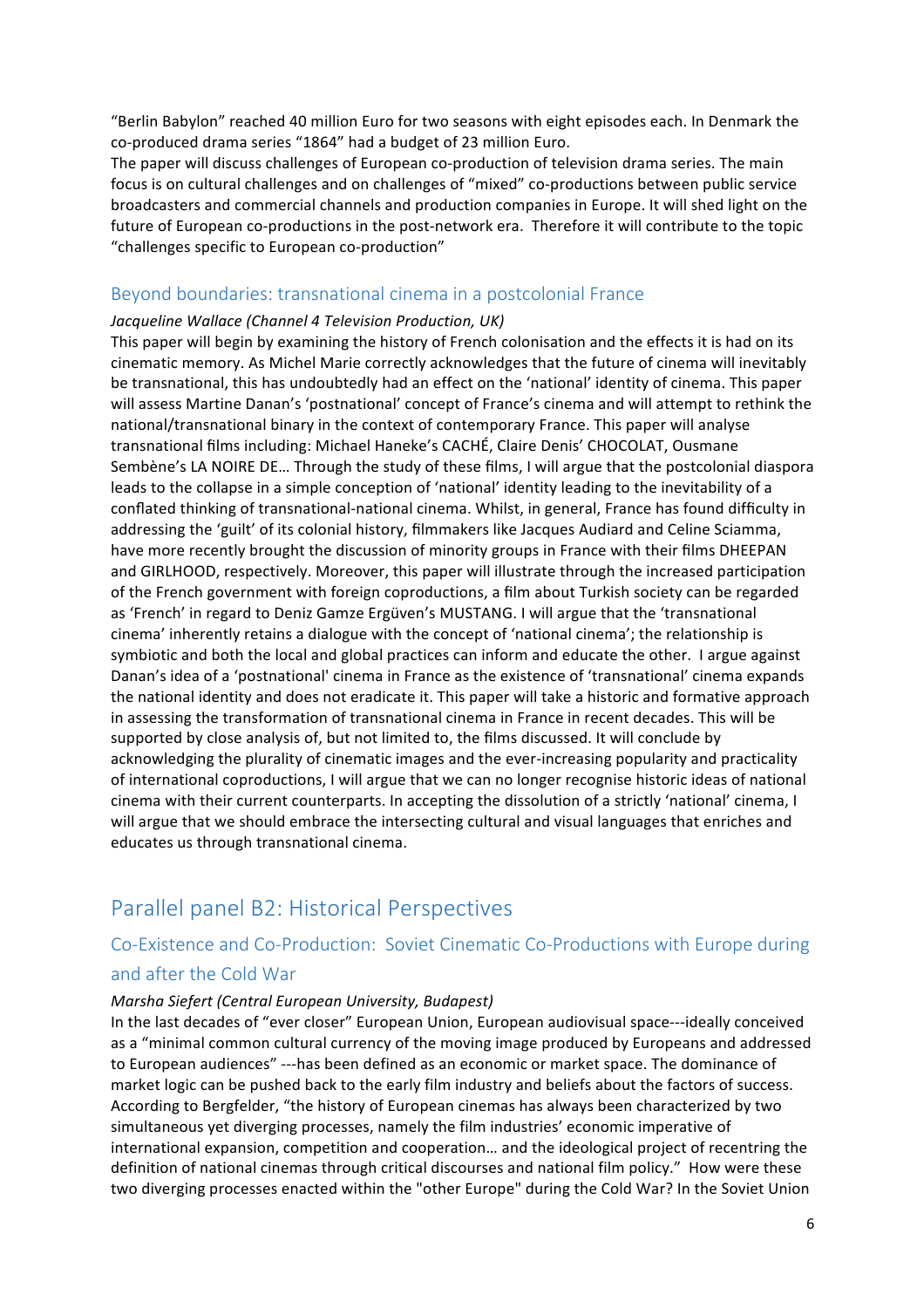"Berlin Babylon" reached 40 million Euro for two seasons with eight episodes each. In Denmark the co-produced drama series "1864" had a budget of 23 million Euro.
The paper will discuss challenges of European co-production of television drama series. The main focus is on cultural challenges and on challenges of "mixed" co-productions between public service broadcasters and commercial channels and production companies in Europe. It will shed light on the future of European co-productions in the post-network era. Therefore it will contribute to the topic "challenges specific to European co-production"

### Beyond boundaries: transnational cinema in a postcolonial France

*Jacqueline Wallace (Channel 4 Television Production, UK)*

This paper will begin by examining the history of French colonisation and the effects it is had on its cinematic memory. As Michel Marie correctly acknowledges that the future of cinema will inevitably be transnational, this has undoubtedly had an effect on the 'national' identity of cinema. This paper will assess Martine Danan's 'postnational' concept of France's cinema and will attempt to rethink the national/transnational binary in the context of contemporary France. This paper will analyse transnational films including: Michael Haneke's CACHÉ, Claire Denis' CHOCOLAT, Ousmane Sembène's LA NOIRE DE… Through the study of these films, I will argue that the postcolonial diaspora leads to the collapse in a simple conception of 'national' identity leading to the inevitability of a conflated thinking of transnational-national cinema. Whilst, in general, France has found difficulty in addressing the 'guilt' of its colonial history, filmmakers like Jacques Audiard and Celine Sciamma, have more recently brought the discussion of minority groups in France with their films DHEEPAN and GIRLHOOD, respectively. Moreover, this paper will illustrate through the increased participation of the French government with foreign coproductions, a film about Turkish society can be regarded as 'French' in regard to Deniz Gamze Ergüven's MUSTANG. I will argue that the 'transnational cinema' inherently retains a dialogue with the concept of 'national cinema'; the relationship is symbiotic and both the local and global practices can inform and educate the other. I argue against Danan's idea of a 'postnational' cinema in France as the existence of 'transnational' cinema expands the national identity and does not eradicate it. This paper will take a historic and formative approach in assessing the transformation of transnational cinema in France in recent decades. This will be supported by close analysis of, but not limited to, the films discussed. It will conclude by acknowledging the plurality of cinematic images and the ever-increasing popularity and practicality of international coproductions, I will argue that we can no longer recognise historic ideas of national cinema with their current counterparts. In accepting the dissolution of a strictly 'national' cinema, I will argue that we should embrace the intersecting cultural and visual languages that enriches and educates us through transnational cinema.

## Parallel panel B2: Historical Perspectives

### Co-Existence and Co-Production: Soviet Cinematic Co-Productions with Europe during and after the Cold War

*Marsha Siefert (Central European University, Budapest)*

In the last decades of "ever closer" European Union, European audiovisual space---ideally conceived as a "minimal common cultural currency of the moving image produced by Europeans and addressed to European audiences" ---has been defined as an economic or market space. The dominance of market logic can be pushed back to the early film industry and beliefs about the factors of success. According to Bergfelder, "the history of European cinemas has always been characterized by two simultaneous yet diverging processes, namely the film industries' economic imperative of international expansion, competition and cooperation… and the ideological project of recentring the definition of national cinemas through critical discourses and national film policy." How were these two diverging processes enacted within the "other Europe" during the Cold War? In the Soviet Union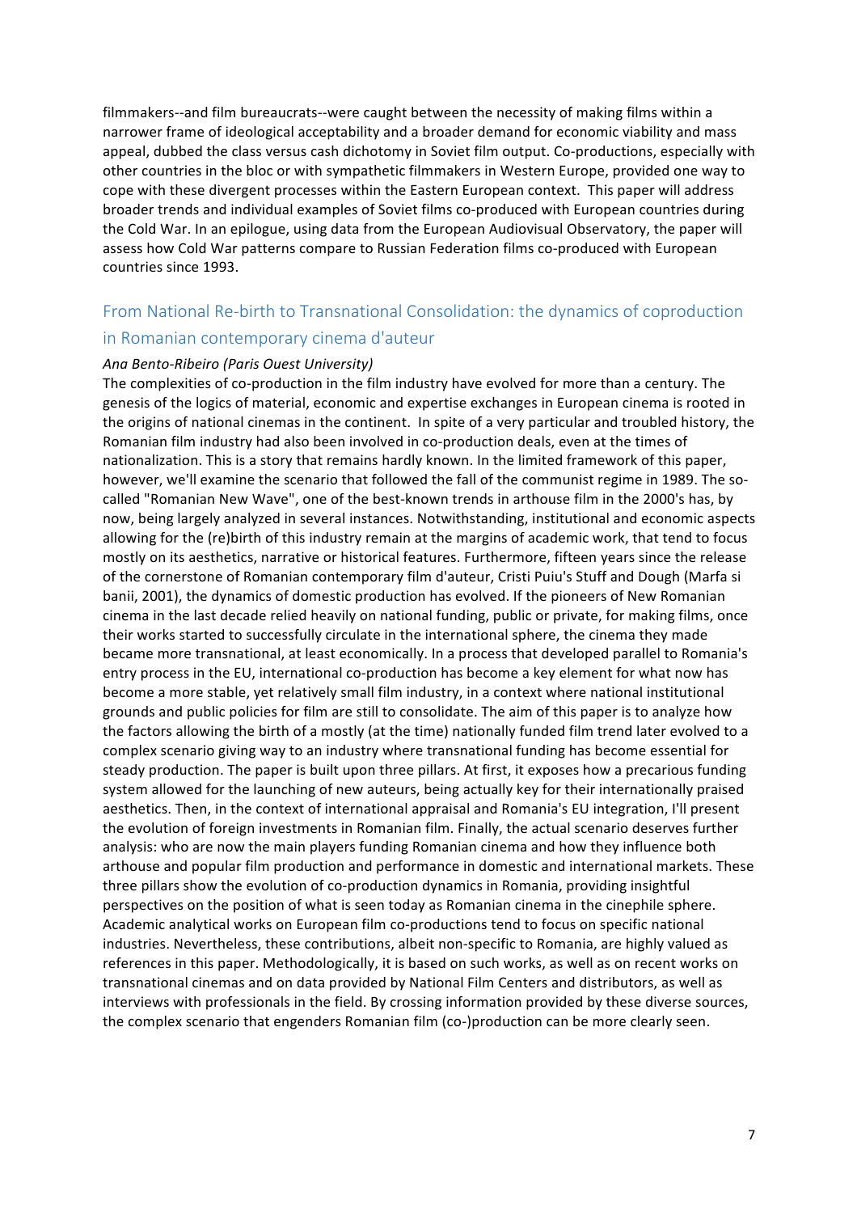filmmakers--and film bureaucrats--were caught between the necessity of making films within a narrower frame of ideological acceptability and a broader demand for economic viability and mass appeal, dubbed the class versus cash dichotomy in Soviet film output. Co-productions, especially with other countries in the bloc or with sympathetic filmmakers in Western Europe, provided one way to cope with these divergent processes within the Eastern European context. This paper will address broader trends and individual examples of Soviet films co-produced with European countries during the Cold War. In an epilogue, using data from the European Audiovisual Observatory, the paper will assess how Cold War patterns compare to Russian Federation films co-produced with European countries since 1993.

## From National Re-birth to Transnational Consolidation: the dynamics of coproduction in Romanian contemporary cinema d'auteur

*Ana Bento-Ribeiro (Paris Ouest University)*

The complexities of co-production in the film industry have evolved for more than a century. The genesis of the logics of material, economic and expertise exchanges in European cinema is rooted in the origins of national cinemas in the continent. In spite of a very particular and troubled history, the Romanian film industry had also been involved in co-production deals, even at the times of nationalization. This is a story that remains hardly known. In the limited framework of this paper, however, we'll examine the scenario that followed the fall of the communist regime in 1989. The so-called "Romanian New Wave", one of the best-known trends in arthouse film in the 2000's has, by now, being largely analyzed in several instances. Notwithstanding, institutional and economic aspects allowing for the (re)birth of this industry remain at the margins of academic work, that tend to focus mostly on its aesthetics, narrative or historical features. Furthermore, fifteen years since the release of the cornerstone of Romanian contemporary film d'auteur, Cristi Puiu's Stuff and Dough (Marfa si banii, 2001), the dynamics of domestic production has evolved. If the pioneers of New Romanian cinema in the last decade relied heavily on national funding, public or private, for making films, once their works started to successfully circulate in the international sphere, the cinema they made became more transnational, at least economically. In a process that developed parallel to Romania's entry process in the EU, international co-production has become a key element for what now has become a more stable, yet relatively small film industry, in a context where national institutional grounds and public policies for film are still to consolidate. The aim of this paper is to analyze how the factors allowing the birth of a mostly (at the time) nationally funded film trend later evolved to a complex scenario giving way to an industry where transnational funding has become essential for steady production. The paper is built upon three pillars. At first, it exposes how a precarious funding system allowed for the launching of new auteurs, being actually key for their internationally praised aesthetics. Then, in the context of international appraisal and Romania's EU integration, I'll present the evolution of foreign investments in Romanian film. Finally, the actual scenario deserves further analysis: who are now the main players funding Romanian cinema and how they influence both arthouse and popular film production and performance in domestic and international markets. These three pillars show the evolution of co-production dynamics in Romania, providing insightful perspectives on the position of what is seen today as Romanian cinema in the cinephile sphere. Academic analytical works on European film co-productions tend to focus on specific national industries. Nevertheless, these contributions, albeit non-specific to Romania, are highly valued as references in this paper. Methodologically, it is based on such works, as well as on recent works on transnational cinemas and on data provided by National Film Centers and distributors, as well as interviews with professionals in the field. By crossing information provided by these diverse sources, the complex scenario that engenders Romanian film (co-)production can be more clearly seen.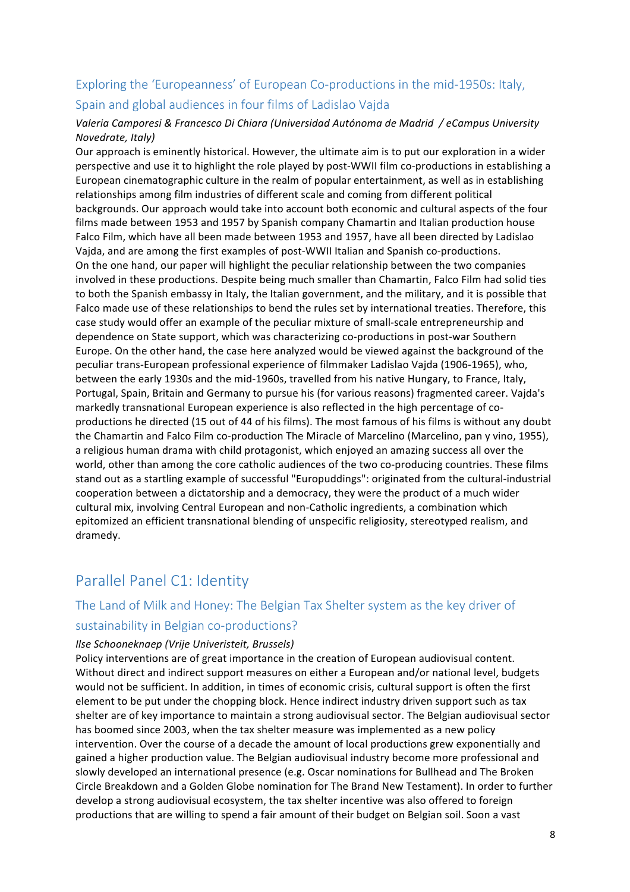### Exploring the 'Europeanness' of European Co-productions in the mid-1950s: Italy, Spain and global audiences in four films of Ladislao Vajda

*Valeria Camporesi & Francesco Di Chiara (Universidad Autónoma de Madrid / eCampus University Novedrate, Italy)*

Our approach is eminently historical. However, the ultimate aim is to put our exploration in a wider perspective and use it to highlight the role played by post-WWII film co-productions in establishing a European cinematographic culture in the realm of popular entertainment, as well as in establishing relationships among film industries of different scale and coming from different political backgrounds. Our approach would take into account both economic and cultural aspects of the four films made between 1953 and 1957 by Spanish company Chamartin and Italian production house Falco Film, which have all been made between 1953 and 1957, have all been directed by Ladislao Vajda, and are among the first examples of post-WWII Italian and Spanish co-productions.
On the one hand, our paper will highlight the peculiar relationship between the two companies involved in these productions. Despite being much smaller than Chamartin, Falco Film had solid ties to both the Spanish embassy in Italy, the Italian government, and the military, and it is possible that Falco made use of these relationships to bend the rules set by international treaties. Therefore, this case study would offer an example of the peculiar mixture of small-scale entrepreneurship and dependence on State support, which was characterizing co-productions in post-war Southern Europe. On the other hand, the case here analyzed would be viewed against the background of the peculiar trans-European professional experience of filmmaker Ladislao Vajda (1906-1965), who, between the early 1930s and the mid-1960s, travelled from his native Hungary, to France, Italy, Portugal, Spain, Britain and Germany to pursue his (for various reasons) fragmented career. Vajda's markedly transnational European experience is also reflected in the high percentage of co-productions he directed (15 out of 44 of his films). The most famous of his films is without any doubt the Chamartin and Falco Film co-production The Miracle of Marcelino (Marcelino, pan y vino, 1955), a religious human drama with child protagonist, which enjoyed an amazing success all over the world, other than among the core catholic audiences of the two co-producing countries. These films stand out as a startling example of successful "Europuddings": originated from the cultural-industrial cooperation between a dictatorship and a democracy, they were the product of a much wider cultural mix, involving Central European and non-Catholic ingredients, a combination which epitomized an efficient transnational blending of unspecific religiosity, stereotyped realism, and dramedy.

## Parallel Panel C1: Identity

### The Land of Milk and Honey: The Belgian Tax Shelter system as the key driver of sustainability in Belgian co-productions?

*Ilse Schooneknaep (Vrije Univeristeit, Brussels)*

Policy interventions are of great importance in the creation of European audiovisual content. Without direct and indirect support measures on either a European and/or national level, budgets would not be sufficient. In addition, in times of economic crisis, cultural support is often the first element to be put under the chopping block. Hence indirect industry driven support such as tax shelter are of key importance to maintain a strong audiovisual sector. The Belgian audiovisual sector has boomed since 2003, when the tax shelter measure was implemented as a new policy intervention. Over the course of a decade the amount of local productions grew exponentially and gained a higher production value. The Belgian audiovisual industry become more professional and slowly developed an international presence (e.g. Oscar nominations for Bullhead and The Broken Circle Breakdown and a Golden Globe nomination for The Brand New Testament). In order to further develop a strong audiovisual ecosystem, the tax shelter incentive was also offered to foreign productions that are willing to spend a fair amount of their budget on Belgian soil. Soon a vast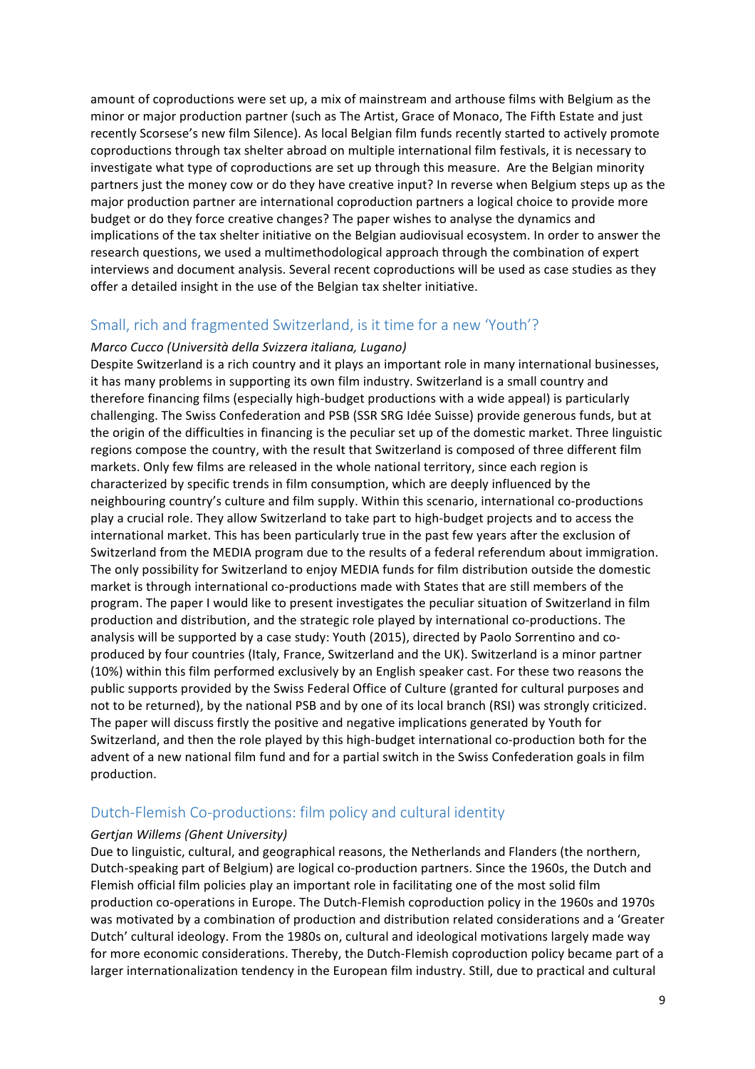amount of coproductions were set up, a mix of mainstream and arthouse films with Belgium as the minor or major production partner (such as The Artist, Grace of Monaco, The Fifth Estate and just recently Scorsese's new film Silence). As local Belgian film funds recently started to actively promote coproductions through tax shelter abroad on multiple international film festivals, it is necessary to investigate what type of coproductions are set up through this measure. Are the Belgian minority partners just the money cow or do they have creative input? In reverse when Belgium steps up as the major production partner are international coproduction partners a logical choice to provide more budget or do they force creative changes? The paper wishes to analyse the dynamics and implications of the tax shelter initiative on the Belgian audiovisual ecosystem. In order to answer the research questions, we used a multimethodological approach through the combination of expert interviews and document analysis. Several recent coproductions will be used as case studies as they offer a detailed insight in the use of the Belgian tax shelter initiative.

## Small, rich and fragmented Switzerland, is it time for a new 'Youth'?

*Marco Cucco (Università della Svizzera italiana, Lugano)*

Despite Switzerland is a rich country and it plays an important role in many international businesses, it has many problems in supporting its own film industry. Switzerland is a small country and therefore financing films (especially high-budget productions with a wide appeal) is particularly challenging. The Swiss Confederation and PSB (SSR SRG Idée Suisse) provide generous funds, but at the origin of the difficulties in financing is the peculiar set up of the domestic market. Three linguistic regions compose the country, with the result that Switzerland is composed of three different film markets. Only few films are released in the whole national territory, since each region is characterized by specific trends in film consumption, which are deeply influenced by the neighbouring country's culture and film supply. Within this scenario, international co-productions play a crucial role. They allow Switzerland to take part to high-budget projects and to access the international market. This has been particularly true in the past few years after the exclusion of Switzerland from the MEDIA program due to the results of a federal referendum about immigration. The only possibility for Switzerland to enjoy MEDIA funds for film distribution outside the domestic market is through international co-productions made with States that are still members of the program. The paper I would like to present investigates the peculiar situation of Switzerland in film production and distribution, and the strategic role played by international co-productions. The analysis will be supported by a case study: Youth (2015), directed by Paolo Sorrentino and co-produced by four countries (Italy, France, Switzerland and the UK). Switzerland is a minor partner (10%) within this film performed exclusively by an English speaker cast. For these two reasons the public supports provided by the Swiss Federal Office of Culture (granted for cultural purposes and not to be returned), by the national PSB and by one of its local branch (RSI) was strongly criticized. The paper will discuss firstly the positive and negative implications generated by Youth for Switzerland, and then the role played by this high-budget international co-production both for the advent of a new national film fund and for a partial switch in the Swiss Confederation goals in film production.

## Dutch-Flemish Co-productions: film policy and cultural identity

*Gertjan Willems (Ghent University)*

Due to linguistic, cultural, and geographical reasons, the Netherlands and Flanders (the northern, Dutch-speaking part of Belgium) are logical co-production partners. Since the 1960s, the Dutch and Flemish official film policies play an important role in facilitating one of the most solid film production co-operations in Europe. The Dutch-Flemish coproduction policy in the 1960s and 1970s was motivated by a combination of production and distribution related considerations and a 'Greater Dutch' cultural ideology. From the 1980s on, cultural and ideological motivations largely made way for more economic considerations. Thereby, the Dutch-Flemish coproduction policy became part of a larger internationalization tendency in the European film industry. Still, due to practical and cultural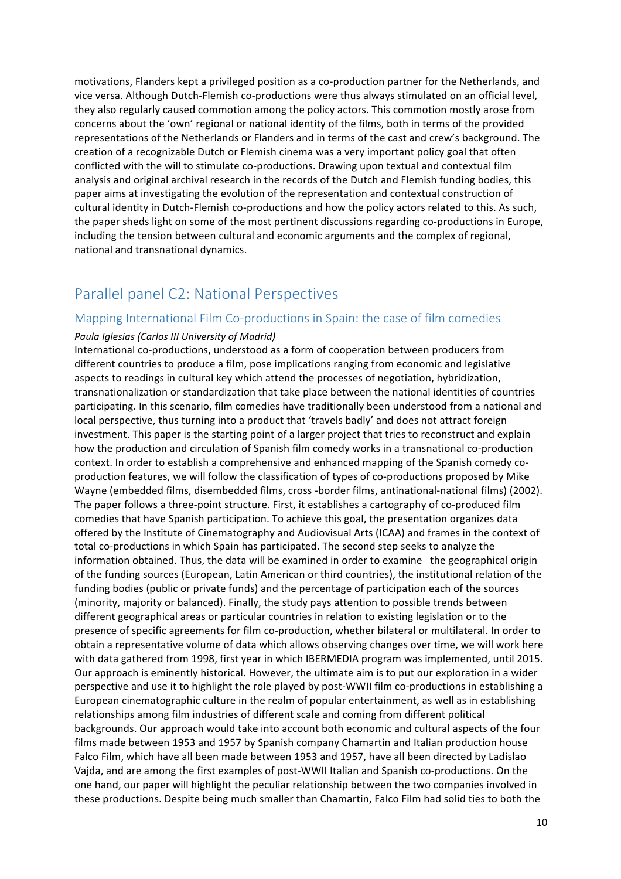motivations, Flanders kept a privileged position as a co-production partner for the Netherlands, and vice versa. Although Dutch-Flemish co-productions were thus always stimulated on an official level, they also regularly caused commotion among the policy actors. This commotion mostly arose from concerns about the 'own' regional or national identity of the films, both in terms of the provided representations of the Netherlands or Flanders and in terms of the cast and crew's background. The creation of a recognizable Dutch or Flemish cinema was a very important policy goal that often conflicted with the will to stimulate co-productions. Drawing upon textual and contextual film analysis and original archival research in the records of the Dutch and Flemish funding bodies, this paper aims at investigating the evolution of the representation and contextual construction of cultural identity in Dutch-Flemish co-productions and how the policy actors related to this. As such, the paper sheds light on some of the most pertinent discussions regarding co-productions in Europe, including the tension between cultural and economic arguments and the complex of regional, national and transnational dynamics.

## Parallel panel C2: National Perspectives

### Mapping International Film Co-productions in Spain: the case of film comedies

*Paula Iglesias (Carlos III University of Madrid)*

International co-productions, understood as a form of cooperation between producers from different countries to produce a film, pose implications ranging from economic and legislative aspects to readings in cultural key which attend the processes of negotiation, hybridization, transnationalization or standardization that take place between the national identities of countries participating. In this scenario, film comedies have traditionally been understood from a national and local perspective, thus turning into a product that 'travels badly' and does not attract foreign investment. This paper is the starting point of a larger project that tries to reconstruct and explain how the production and circulation of Spanish film comedy works in a transnational co-production context. In order to establish a comprehensive and enhanced mapping of the Spanish comedy co-production features, we will follow the classification of types of co-productions proposed by Mike Wayne (embedded films, disembedded films, cross -border films, antinational-national films) (2002). The paper follows a three-point structure. First, it establishes a cartography of co-produced film comedies that have Spanish participation. To achieve this goal, the presentation organizes data offered by the Institute of Cinematography and Audiovisual Arts (ICAA) and frames in the context of total co-productions in which Spain has participated. The second step seeks to analyze the information obtained. Thus, the data will be examined in order to examine the geographical origin of the funding sources (European, Latin American or third countries), the institutional relation of the funding bodies (public or private funds) and the percentage of participation each of the sources (minority, majority or balanced). Finally, the study pays attention to possible trends between different geographical areas or particular countries in relation to existing legislation or to the presence of specific agreements for film co-production, whether bilateral or multilateral. In order to obtain a representative volume of data which allows observing changes over time, we will work here with data gathered from 1998, first year in which IBERMEDIA program was implemented, until 2015. Our approach is eminently historical. However, the ultimate aim is to put our exploration in a wider perspective and use it to highlight the role played by post-WWII film co-productions in establishing a European cinematographic culture in the realm of popular entertainment, as well as in establishing relationships among film industries of different scale and coming from different political backgrounds. Our approach would take into account both economic and cultural aspects of the four films made between 1953 and 1957 by Spanish company Chamartin and Italian production house Falco Film, which have all been made between 1953 and 1957, have all been directed by Ladislao Vajda, and are among the first examples of post-WWII Italian and Spanish co-productions. On the one hand, our paper will highlight the peculiar relationship between the two companies involved in these productions. Despite being much smaller than Chamartin, Falco Film had solid ties to both the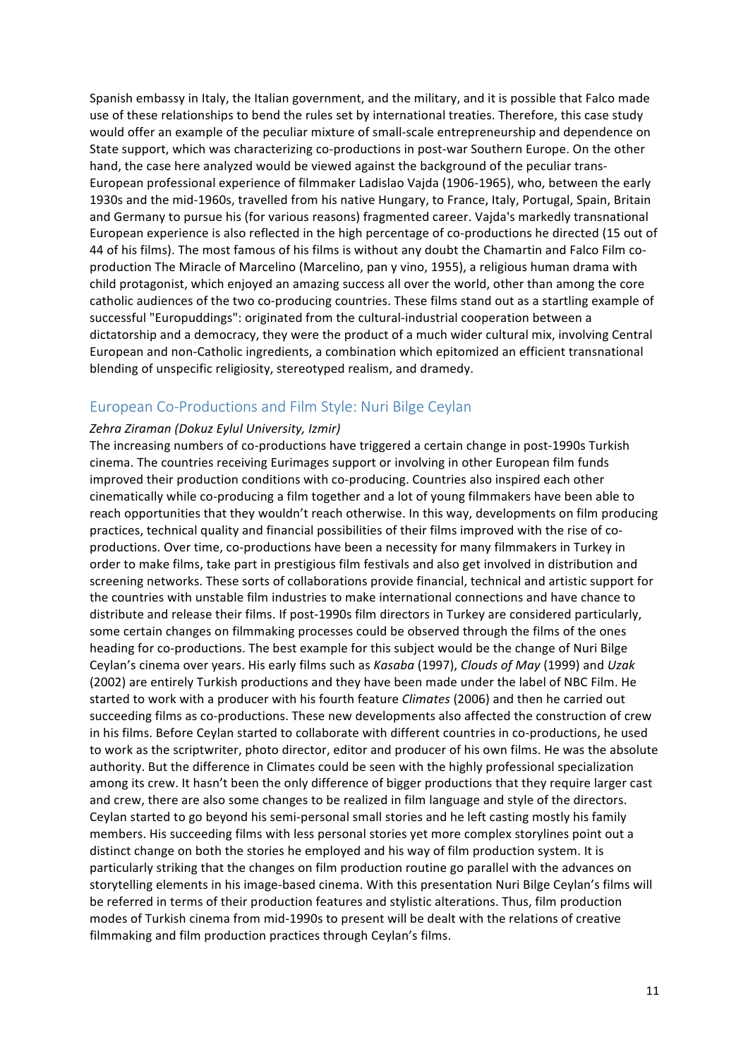Spanish embassy in Italy, the Italian government, and the military, and it is possible that Falco made use of these relationships to bend the rules set by international treaties. Therefore, this case study would offer an example of the peculiar mixture of small-scale entrepreneurship and dependence on State support, which was characterizing co-productions in post-war Southern Europe. On the other hand, the case here analyzed would be viewed against the background of the peculiar trans-European professional experience of filmmaker Ladislao Vajda (1906-1965), who, between the early 1930s and the mid-1960s, travelled from his native Hungary, to France, Italy, Portugal, Spain, Britain and Germany to pursue his (for various reasons) fragmented career. Vajda's markedly transnational European experience is also reflected in the high percentage of co-productions he directed (15 out of 44 of his films). The most famous of his films is without any doubt the Chamartin and Falco Film co-production The Miracle of Marcelino (Marcelino, pan y vino, 1955), a religious human drama with child protagonist, which enjoyed an amazing success all over the world, other than among the core catholic audiences of the two co-producing countries. These films stand out as a startling example of successful "Europuddings": originated from the cultural-industrial cooperation between a dictatorship and a democracy, they were the product of a much wider cultural mix, involving Central European and non-Catholic ingredients, a combination which epitomized an efficient transnational blending of unspecific religiosity, stereotyped realism, and dramedy.

## European Co-Productions and Film Style: Nuri Bilge Ceylan

*Zehra Ziraman (Dokuz Eylul University, Izmir)*

The increasing numbers of co-productions have triggered a certain change in post-1990s Turkish cinema. The countries receiving Eurimages support or involving in other European film funds improved their production conditions with co-producing. Countries also inspired each other cinematically while co-producing a film together and a lot of young filmmakers have been able to reach opportunities that they wouldn't reach otherwise. In this way, developments on film producing practices, technical quality and financial possibilities of their films improved with the rise of co-productions. Over time, co-productions have been a necessity for many filmmakers in Turkey in order to make films, take part in prestigious film festivals and also get involved in distribution and screening networks. These sorts of collaborations provide financial, technical and artistic support for the countries with unstable film industries to make international connections and have chance to distribute and release their films. If post-1990s film directors in Turkey are considered particularly, some certain changes on filmmaking processes could be observed through the films of the ones heading for co-productions. The best example for this subject would be the change of Nuri Bilge Ceylan's cinema over years. His early films such as *Kasaba* (1997), *Clouds of May* (1999) and *Uzak* (2002) are entirely Turkish productions and they have been made under the label of NBC Film. He started to work with a producer with his fourth feature *Climates* (2006) and then he carried out succeeding films as co-productions. These new developments also affected the construction of crew in his films. Before Ceylan started to collaborate with different countries in co-productions, he used to work as the scriptwriter, photo director, editor and producer of his own films. He was the absolute authority. But the difference in Climates could be seen with the highly professional specialization among its crew. It hasn't been the only difference of bigger productions that they require larger cast and crew, there are also some changes to be realized in film language and style of the directors. Ceylan started to go beyond his semi-personal small stories and he left casting mostly his family members. His succeeding films with less personal stories yet more complex storylines point out a distinct change on both the stories he employed and his way of film production system. It is particularly striking that the changes on film production routine go parallel with the advances on storytelling elements in his image-based cinema. With this presentation Nuri Bilge Ceylan's films will be referred in terms of their production features and stylistic alterations. Thus, film production modes of Turkish cinema from mid-1990s to present will be dealt with the relations of creative filmmaking and film production practices through Ceylan's films.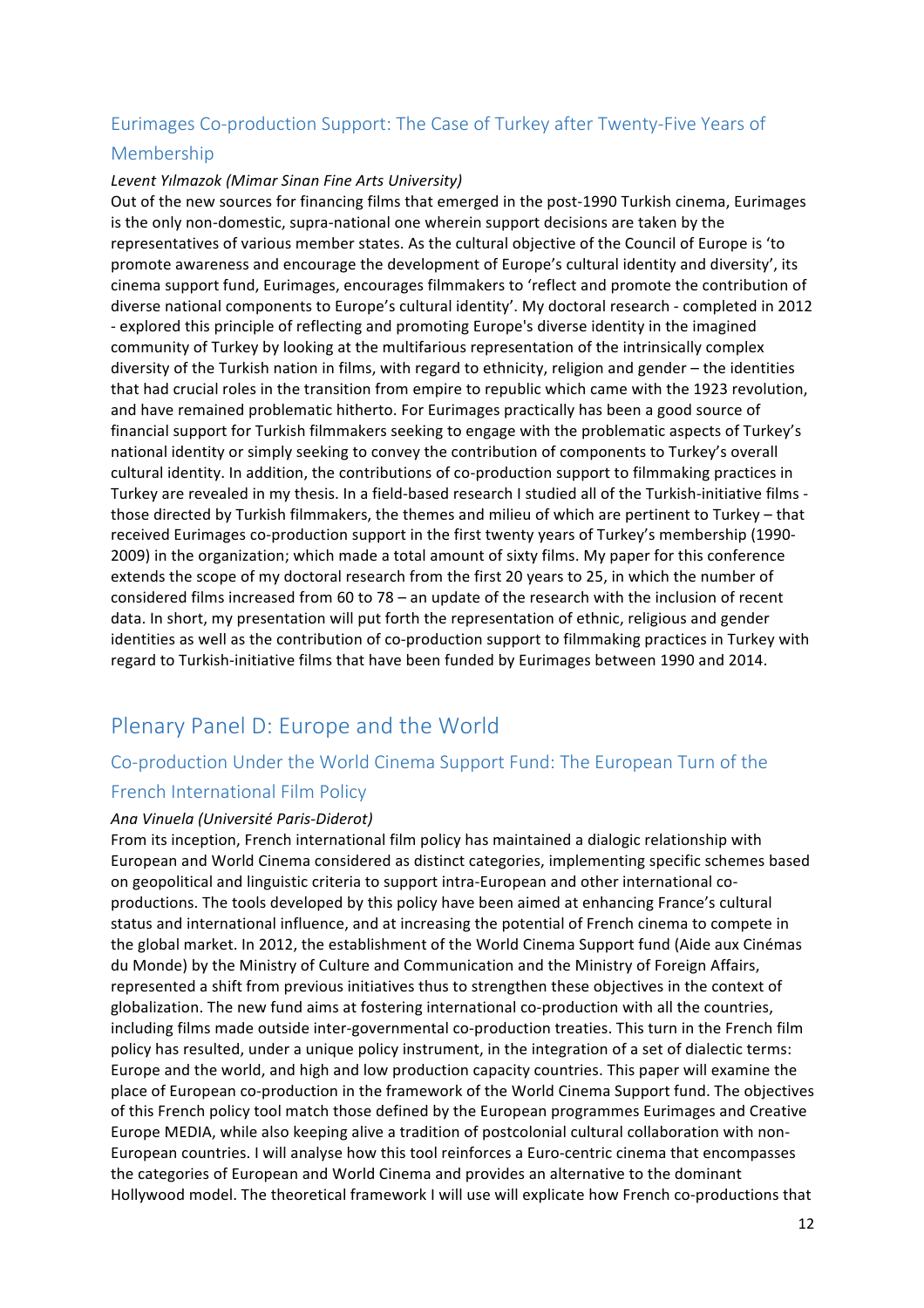### Eurimages Co-production Support: The Case of Turkey after Twenty-Five Years of Membership

*Levent Yılmazok (Mimar Sinan Fine Arts University)*

Out of the new sources for financing films that emerged in the post-1990 Turkish cinema, Eurimages is the only non-domestic, supra-national one wherein support decisions are taken by the representatives of various member states. As the cultural objective of the Council of Europe is 'to promote awareness and encourage the development of Europe's cultural identity and diversity', its cinema support fund, Eurimages, encourages filmmakers to 'reflect and promote the contribution of diverse national components to Europe's cultural identity'. My doctoral research - completed in 2012 - explored this principle of reflecting and promoting Europe's diverse identity in the imagined community of Turkey by looking at the multifarious representation of the intrinsically complex diversity of the Turkish nation in films, with regard to ethnicity, religion and gender – the identities that had crucial roles in the transition from empire to republic which came with the 1923 revolution, and have remained problematic hitherto. For Eurimages practically has been a good source of financial support for Turkish filmmakers seeking to engage with the problematic aspects of Turkey's national identity or simply seeking to convey the contribution of components to Turkey's overall cultural identity. In addition, the contributions of co-production support to filmmaking practices in Turkey are revealed in my thesis. In a field-based research I studied all of the Turkish-initiative films - those directed by Turkish filmmakers, the themes and milieu of which are pertinent to Turkey – that received Eurimages co-production support in the first twenty years of Turkey's membership (1990-2009) in the organization; which made a total amount of sixty films. My paper for this conference extends the scope of my doctoral research from the first 20 years to 25, in which the number of considered films increased from 60 to 78 – an update of the research with the inclusion of recent data. In short, my presentation will put forth the representation of ethnic, religious and gender identities as well as the contribution of co-production support to filmmaking practices in Turkey with regard to Turkish-initiative films that have been funded by Eurimages between 1990 and 2014.

## Plenary Panel D: Europe and the World

### Co-production Under the World Cinema Support Fund: The European Turn of the French International Film Policy

*Ana Vinuela (Université Paris-Diderot)*

From its inception, French international film policy has maintained a dialogic relationship with European and World Cinema considered as distinct categories, implementing specific schemes based on geopolitical and linguistic criteria to support intra-European and other international co-productions. The tools developed by this policy have been aimed at enhancing France's cultural status and international influence, and at increasing the potential of French cinema to compete in the global market. In 2012, the establishment of the World Cinema Support fund (Aide aux Cinémas du Monde) by the Ministry of Culture and Communication and the Ministry of Foreign Affairs, represented a shift from previous initiatives thus to strengthen these objectives in the context of globalization. The new fund aims at fostering international co-production with all the countries, including films made outside inter-governmental co-production treaties. This turn in the French film policy has resulted, under a unique policy instrument, in the integration of a set of dialectic terms: Europe and the world, and high and low production capacity countries. This paper will examine the place of European co-production in the framework of the World Cinema Support fund. The objectives of this French policy tool match those defined by the European programmes Eurimages and Creative Europe MEDIA, while also keeping alive a tradition of postcolonial cultural collaboration with non-European countries. I will analyse how this tool reinforces a Euro-centric cinema that encompasses the categories of European and World Cinema and provides an alternative to the dominant Hollywood model. The theoretical framework I will use will explicate how French co-productions that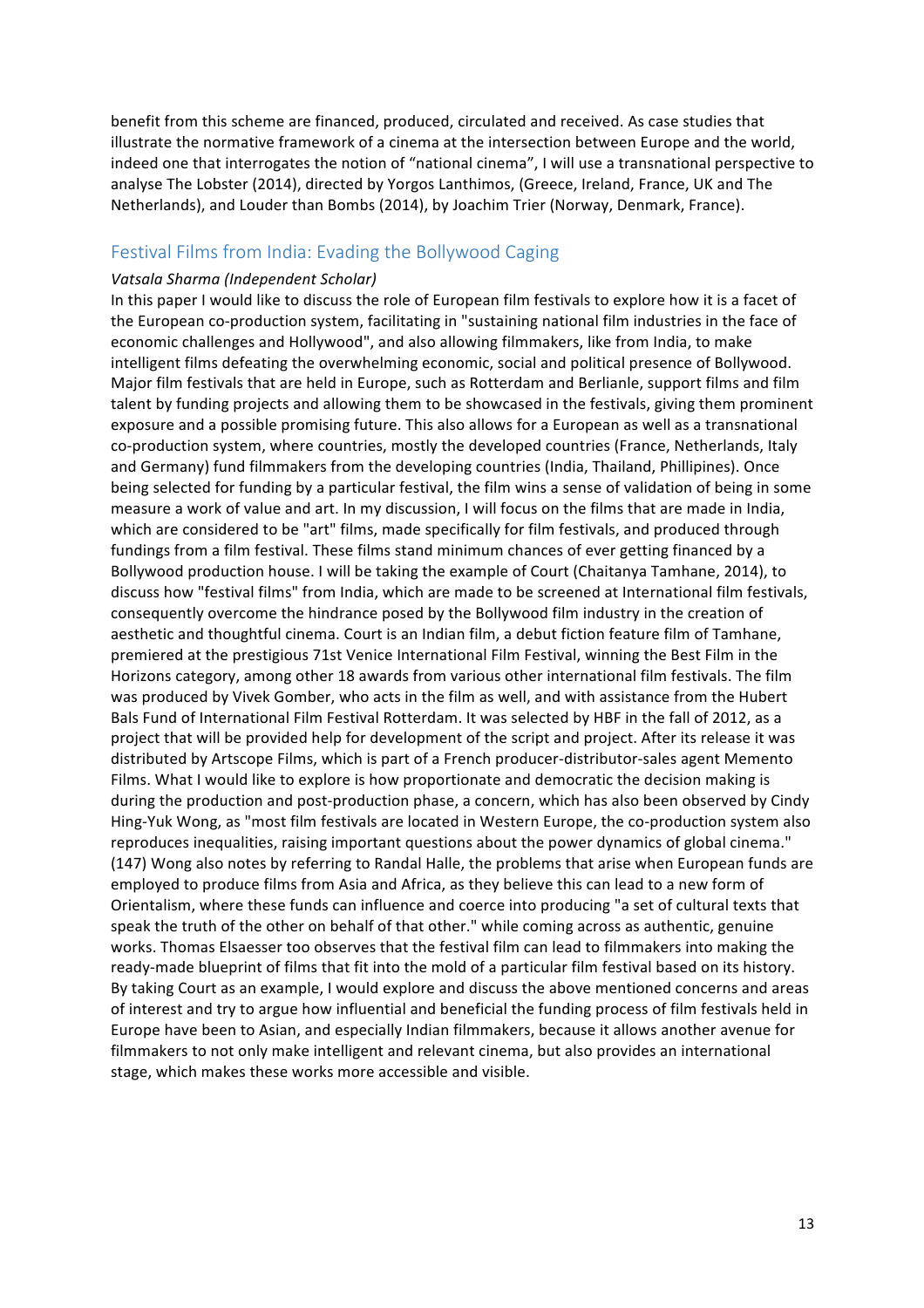benefit from this scheme are financed, produced, circulated and received. As case studies that illustrate the normative framework of a cinema at the intersection between Europe and the world, indeed one that interrogates the notion of "national cinema", I will use a transnational perspective to analyse The Lobster (2014), directed by Yorgos Lanthimos, (Greece, Ireland, France, UK and The Netherlands), and Louder than Bombs (2014), by Joachim Trier (Norway, Denmark, France).

## Festival Films from India: Evading the Bollywood Caging

*Vatsala Sharma (Independent Scholar)*

In this paper I would like to discuss the role of European film festivals to explore how it is a facet of the European co-production system, facilitating in "sustaining national film industries in the face of economic challenges and Hollywood", and also allowing filmmakers, like from India, to make intelligent films defeating the overwhelming economic, social and political presence of Bollywood. Major film festivals that are held in Europe, such as Rotterdam and Berlianle, support films and film talent by funding projects and allowing them to be showcased in the festivals, giving them prominent exposure and a possible promising future. This also allows for a European as well as a transnational co-production system, where countries, mostly the developed countries (France, Netherlands, Italy and Germany) fund filmmakers from the developing countries (India, Thailand, Phillipines). Once being selected for funding by a particular festival, the film wins a sense of validation of being in some measure a work of value and art. In my discussion, I will focus on the films that are made in India, which are considered to be "art" films, made specifically for film festivals, and produced through fundings from a film festival. These films stand minimum chances of ever getting financed by a Bollywood production house. I will be taking the example of Court (Chaitanya Tamhane, 2014), to discuss how "festival films" from India, which are made to be screened at International film festivals, consequently overcome the hindrance posed by the Bollywood film industry in the creation of aesthetic and thoughtful cinema. Court is an Indian film, a debut fiction feature film of Tamhane, premiered at the prestigious 71st Venice International Film Festival, winning the Best Film in the Horizons category, among other 18 awards from various other international film festivals. The film was produced by Vivek Gomber, who acts in the film as well, and with assistance from the Hubert Bals Fund of International Film Festival Rotterdam. It was selected by HBF in the fall of 2012, as a project that will be provided help for development of the script and project. After its release it was distributed by Artscope Films, which is part of a French producer-distributor-sales agent Memento Films. What I would like to explore is how proportionate and democratic the decision making is during the production and post-production phase, a concern, which has also been observed by Cindy Hing-Yuk Wong, as "most film festivals are located in Western Europe, the co-production system also reproduces inequalities, raising important questions about the power dynamics of global cinema." (147) Wong also notes by referring to Randal Halle, the problems that arise when European funds are employed to produce films from Asia and Africa, as they believe this can lead to a new form of Orientalism, where these funds can influence and coerce into producing "a set of cultural texts that speak the truth of the other on behalf of that other." while coming across as authentic, genuine works. Thomas Elsaesser too observes that the festival film can lead to filmmakers into making the ready-made blueprint of films that fit into the mold of a particular film festival based on its history. By taking Court as an example, I would explore and discuss the above mentioned concerns and areas of interest and try to argue how influential and beneficial the funding process of film festivals held in Europe have been to Asian, and especially Indian filmmakers, because it allows another avenue for filmmakers to not only make intelligent and relevant cinema, but also provides an international stage, which makes these works more accessible and visible.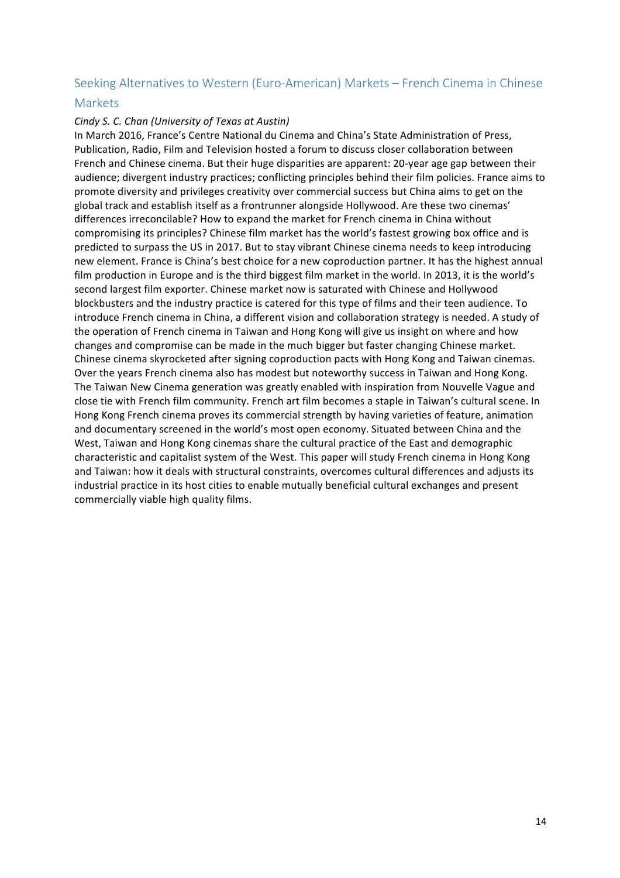## Seeking Alternatives to Western (Euro-American) Markets – French Cinema in Chinese Markets

*Cindy S. C. Chan (University of Texas at Austin)*

In March 2016, France's Centre National du Cinema and China's State Administration of Press, Publication, Radio, Film and Television hosted a forum to discuss closer collaboration between French and Chinese cinema. But their huge disparities are apparent: 20-year age gap between their audience; divergent industry practices; conflicting principles behind their film policies. France aims to promote diversity and privileges creativity over commercial success but China aims to get on the global track and establish itself as a frontrunner alongside Hollywood. Are these two cinemas' differences irreconcilable? How to expand the market for French cinema in China without compromising its principles? Chinese film market has the world's fastest growing box office and is predicted to surpass the US in 2017. But to stay vibrant Chinese cinema needs to keep introducing new element. France is China's best choice for a new coproduction partner. It has the highest annual film production in Europe and is the third biggest film market in the world. In 2013, it is the world's second largest film exporter. Chinese market now is saturated with Chinese and Hollywood blockbusters and the industry practice is catered for this type of films and their teen audience. To introduce French cinema in China, a different vision and collaboration strategy is needed. A study of the operation of French cinema in Taiwan and Hong Kong will give us insight on where and how changes and compromise can be made in the much bigger but faster changing Chinese market. Chinese cinema skyrocketed after signing coproduction pacts with Hong Kong and Taiwan cinemas. Over the years French cinema also has modest but noteworthy success in Taiwan and Hong Kong. The Taiwan New Cinema generation was greatly enabled with inspiration from Nouvelle Vague and close tie with French film community. French art film becomes a staple in Taiwan's cultural scene. In Hong Kong French cinema proves its commercial strength by having varieties of feature, animation and documentary screened in the world's most open economy. Situated between China and the West, Taiwan and Hong Kong cinemas share the cultural practice of the East and demographic characteristic and capitalist system of the West. This paper will study French cinema in Hong Kong and Taiwan: how it deals with structural constraints, overcomes cultural differences and adjusts its industrial practice in its host cities to enable mutually beneficial cultural exchanges and present commercially viable high quality films.